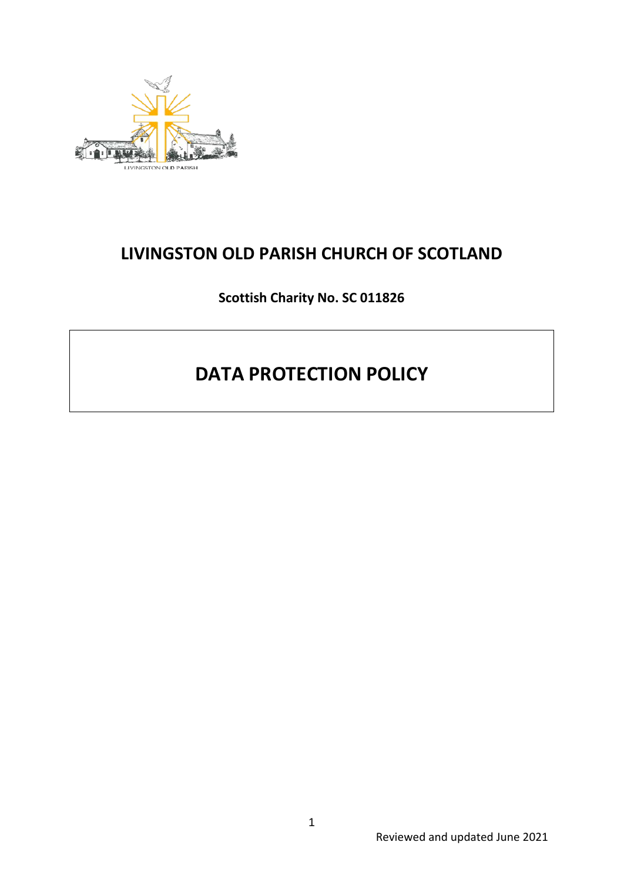# LIVINGSTON OLD PARISH CHURCH OF SCOTLAND

**Scottish Charity No. SC 011826**

## DATA PROTECTION POLICY

Reviewed and updated June 2021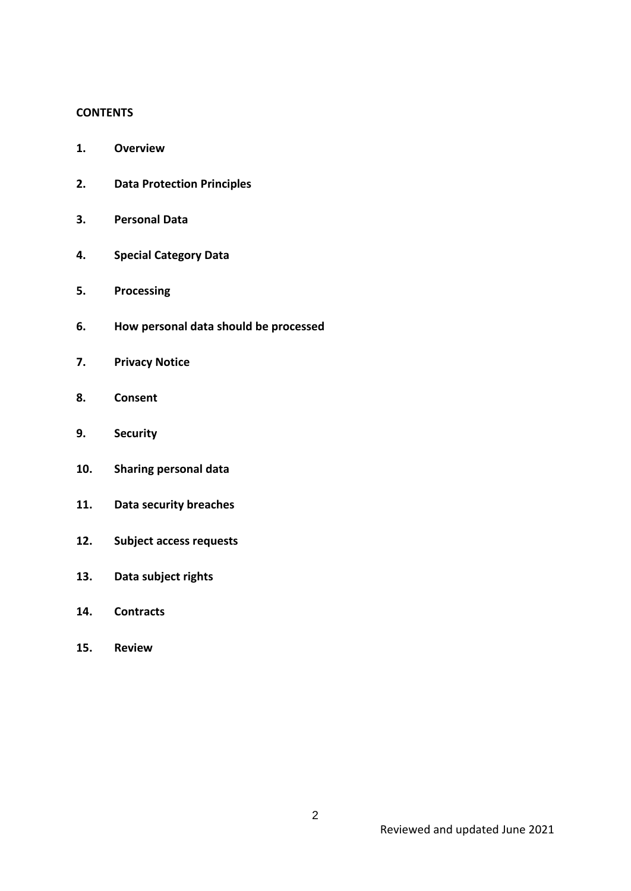**CONTENTS**

1. **Overview**
2. **Data Protection Principles**
3. **Personal Data**
4. **Special Category Data**
5. **Processing**
6. **How personal data should be processed**
7. **Privacy Notice**
8. **Consent**
9. **Security**
10. **Sharing personal data**
11. **Data security breaches**
12. **Subject access requests**
13. **Data subject rights**
14. **Contracts**
15. **Review**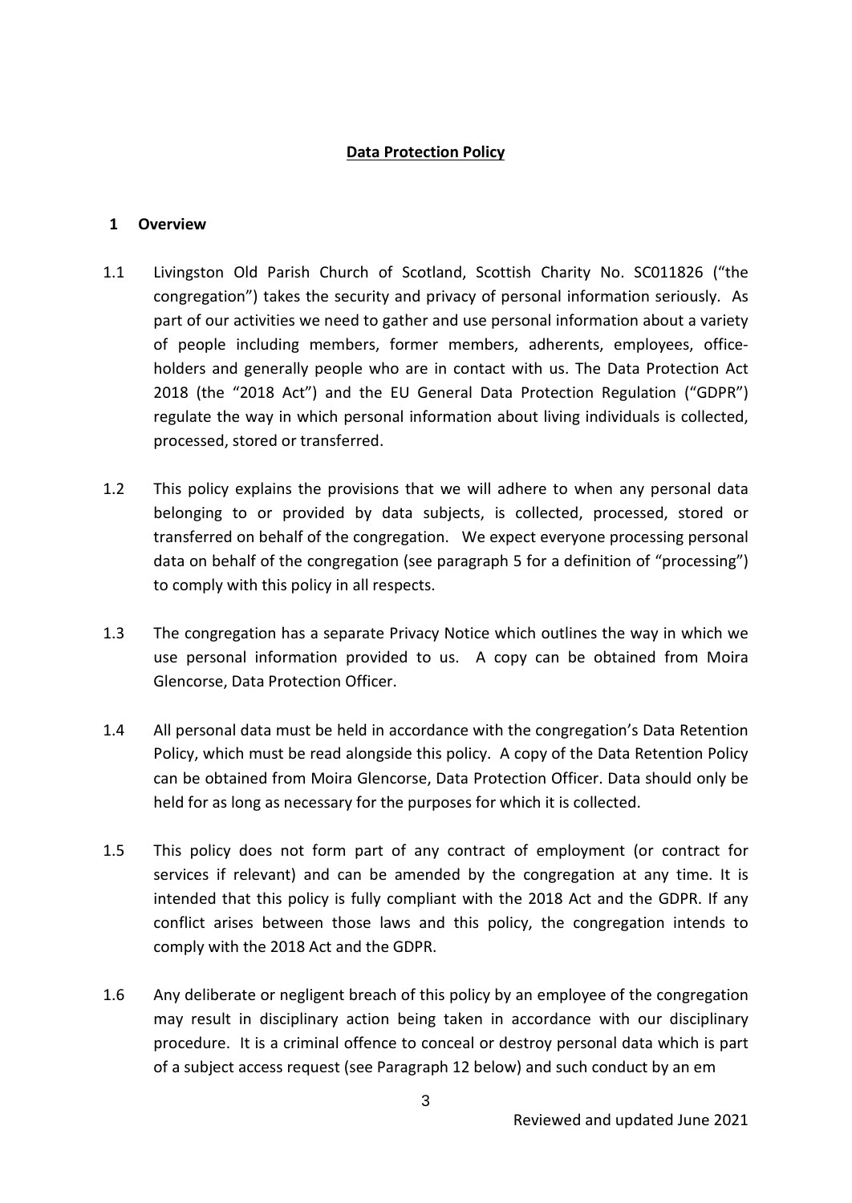**Data Protection Policy**

**1 Overview**

1.1 Livingston Old Parish Church of Scotland, Scottish Charity No. SC011826 ("the congregation") takes the security and privacy of personal information seriously. As part of our activities we need to gather and use personal information about a variety of people including members, former members, adherents, employees, office-holders and generally people who are in contact with us. The Data Protection Act 2018 (the "2018 Act") and the EU General Data Protection Regulation ("GDPR") regulate the way in which personal information about living individuals is collected, processed, stored or transferred.

1.2 This policy explains the provisions that we will adhere to when any personal data belonging to or provided by data subjects, is collected, processed, stored or transferred on behalf of the congregation. We expect everyone processing personal data on behalf of the congregation (see paragraph 5 for a definition of "processing") to comply with this policy in all respects.

1.3 The congregation has a separate Privacy Notice which outlines the way in which we use personal information provided to us. A copy can be obtained from Moira Glencorse, Data Protection Officer.

1.4 All personal data must be held in accordance with the congregation's Data Retention Policy, which must be read alongside this policy. A copy of the Data Retention Policy can be obtained from Moira Glencorse, Data Protection Officer. Data should only be held for as long as necessary for the purposes for which it is collected.

1.5 This policy does not form part of any contract of employment (or contract for services if relevant) and can be amended by the congregation at any time. It is intended that this policy is fully compliant with the 2018 Act and the GDPR. If any conflict arises between those laws and this policy, the congregation intends to comply with the 2018 Act and the GDPR.

1.6 Any deliberate or negligent breach of this policy by an employee of the congregation may result in disciplinary action being taken in accordance with our disciplinary procedure. It is a criminal offence to conceal or destroy personal data which is part of a subject access request (see Paragraph 12 below) and such conduct by an em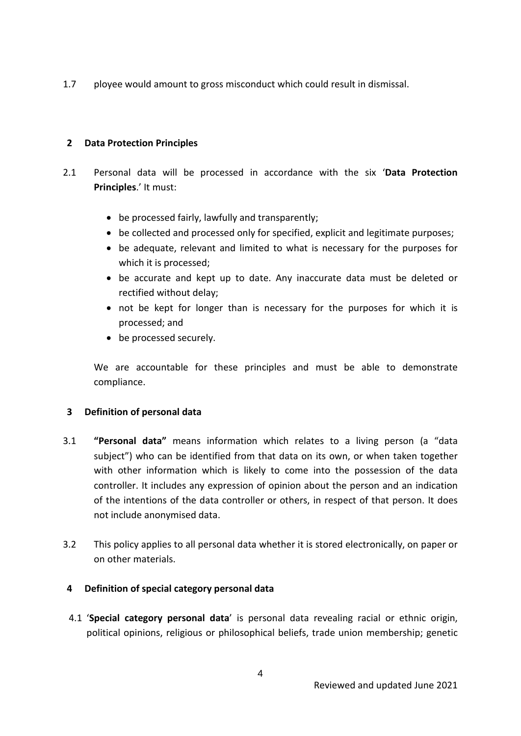1.7 ployee would amount to gross misconduct which could result in dismissal.

## 2 Data Protection Principles

2.1 Personal data will be processed in accordance with the six '**Data Protection Principles**.' It must:

- be processed fairly, lawfully and transparently;
- be collected and processed only for specified, explicit and legitimate purposes;
- be adequate, relevant and limited to what is necessary for the purposes for which it is processed;
- be accurate and kept up to date. Any inaccurate data must be deleted or rectified without delay;
- not be kept for longer than is necessary for the purposes for which it is processed; and
- be processed securely.

We are accountable for these principles and must be able to demonstrate compliance.

## 3 Definition of personal data

3.1 **"Personal data"** means information which relates to a living person (a "data subject") who can be identified from that data on its own, or when taken together with other information which is likely to come into the possession of the data controller. It includes any expression of opinion about the person and an indication of the intentions of the data controller or others, in respect of that person. It does not include anonymised data.

3.2 This policy applies to all personal data whether it is stored electronically, on paper or on other materials.

## 4 Definition of special category personal data

4.1 '**Special category personal data**' is personal data revealing racial or ethnic origin, political opinions, religious or philosophical beliefs, trade union membership; genetic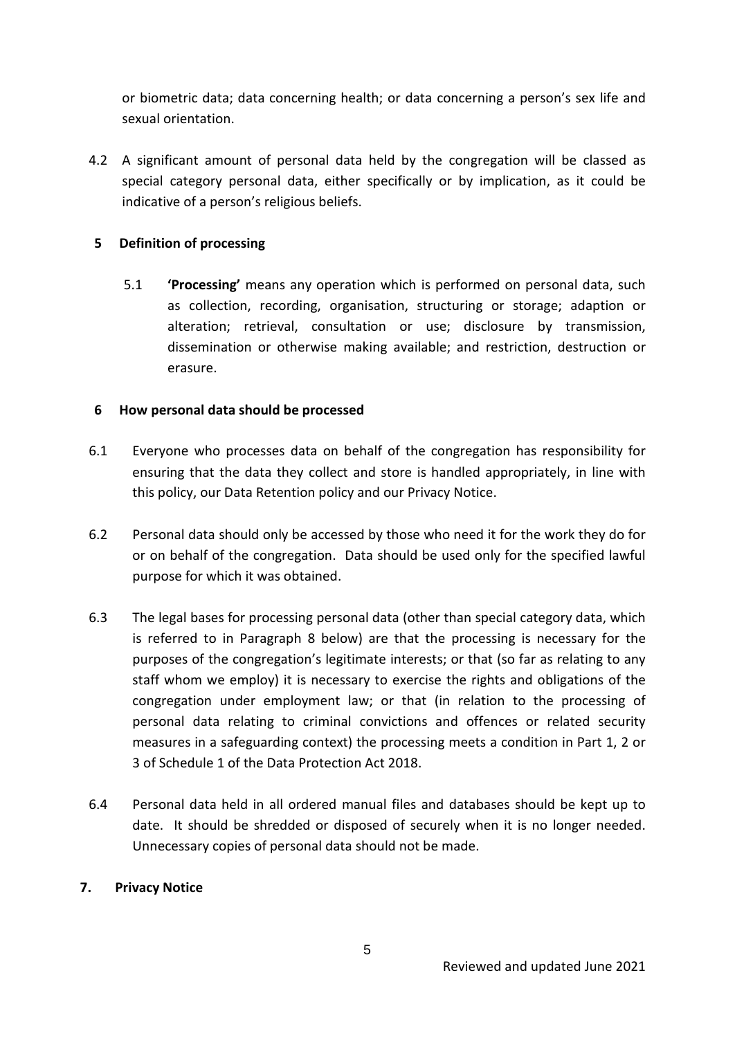or biometric data; data concerning health; or data concerning a person's sex life and sexual orientation.

4.2 A significant amount of personal data held by the congregation will be classed as special category personal data, either specifically or by implication, as it could be indicative of a person's religious beliefs.

## 5 Definition of processing

5.1 **'Processing'** means any operation which is performed on personal data, such as collection, recording, organisation, structuring or storage; adaption or alteration; retrieval, consultation or use; disclosure by transmission, dissemination or otherwise making available; and restriction, destruction or erasure.

## 6 How personal data should be processed

6.1 Everyone who processes data on behalf of the congregation has responsibility for ensuring that the data they collect and store is handled appropriately, in line with this policy, our Data Retention policy and our Privacy Notice.

6.2 Personal data should only be accessed by those who need it for the work they do for or on behalf of the congregation. Data should be used only for the specified lawful purpose for which it was obtained.

6.3 The legal bases for processing personal data (other than special category data, which is referred to in Paragraph 8 below) are that the processing is necessary for the purposes of the congregation's legitimate interests; or that (so far as relating to any staff whom we employ) it is necessary to exercise the rights and obligations of the congregation under employment law; or that (in relation to the processing of personal data relating to criminal convictions and offences or related security measures in a safeguarding context) the processing meets a condition in Part 1, 2 or 3 of Schedule 1 of the Data Protection Act 2018.

6.4 Personal data held in all ordered manual files and databases should be kept up to date. It should be shredded or disposed of securely when it is no longer needed. Unnecessary copies of personal data should not be made.

## 7. Privacy Notice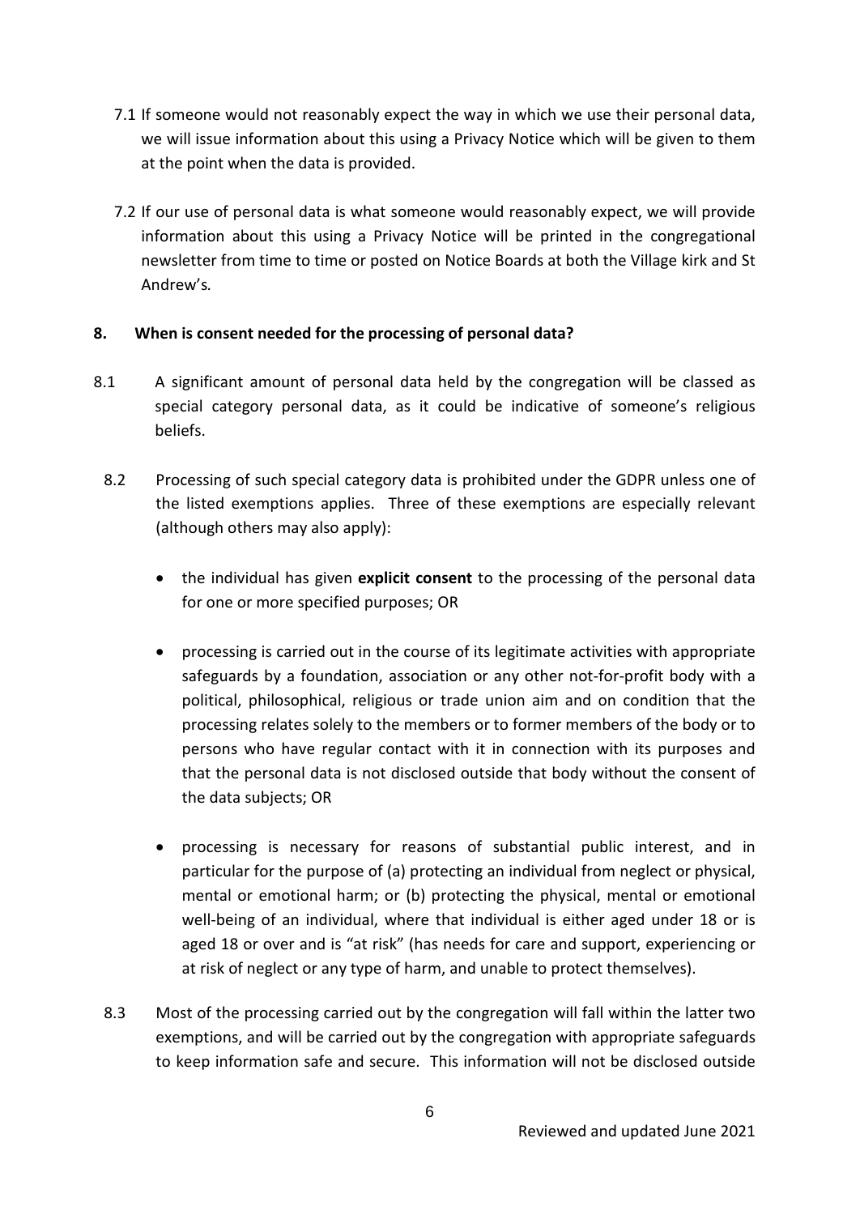7.1 If someone would not reasonably expect the way in which we use their personal data, we will issue information about this using a Privacy Notice which will be given to them at the point when the data is provided.

7.2 If our use of personal data is what someone would reasonably expect, we will provide information about this using a Privacy Notice will be printed in the congregational newsletter from time to time or posted on Notice Boards at both the Village kirk and St Andrew's.

## 8. When is consent needed for the processing of personal data?

8.1 A significant amount of personal data held by the congregation will be classed as special category personal data, as it could be indicative of someone's religious beliefs.

8.2 Processing of such special category data is prohibited under the GDPR unless one of the listed exemptions applies. Three of these exemptions are especially relevant (although others may also apply):

- the individual has given **explicit consent** to the processing of the personal data for one or more specified purposes; OR
- processing is carried out in the course of its legitimate activities with appropriate safeguards by a foundation, association or any other not-for-profit body with a political, philosophical, religious or trade union aim and on condition that the processing relates solely to the members or to former members of the body or to persons who have regular contact with it in connection with its purposes and that the personal data is not disclosed outside that body without the consent of the data subjects; OR
- processing is necessary for reasons of substantial public interest, and in particular for the purpose of (a) protecting an individual from neglect or physical, mental or emotional harm; or (b) protecting the physical, mental or emotional well-being of an individual, where that individual is either aged under 18 or is aged 18 or over and is "at risk" (has needs for care and support, experiencing or at risk of neglect or any type of harm, and unable to protect themselves).

8.3 Most of the processing carried out by the congregation will fall within the latter two exemptions, and will be carried out by the congregation with appropriate safeguards to keep information safe and secure. This information will not be disclosed outside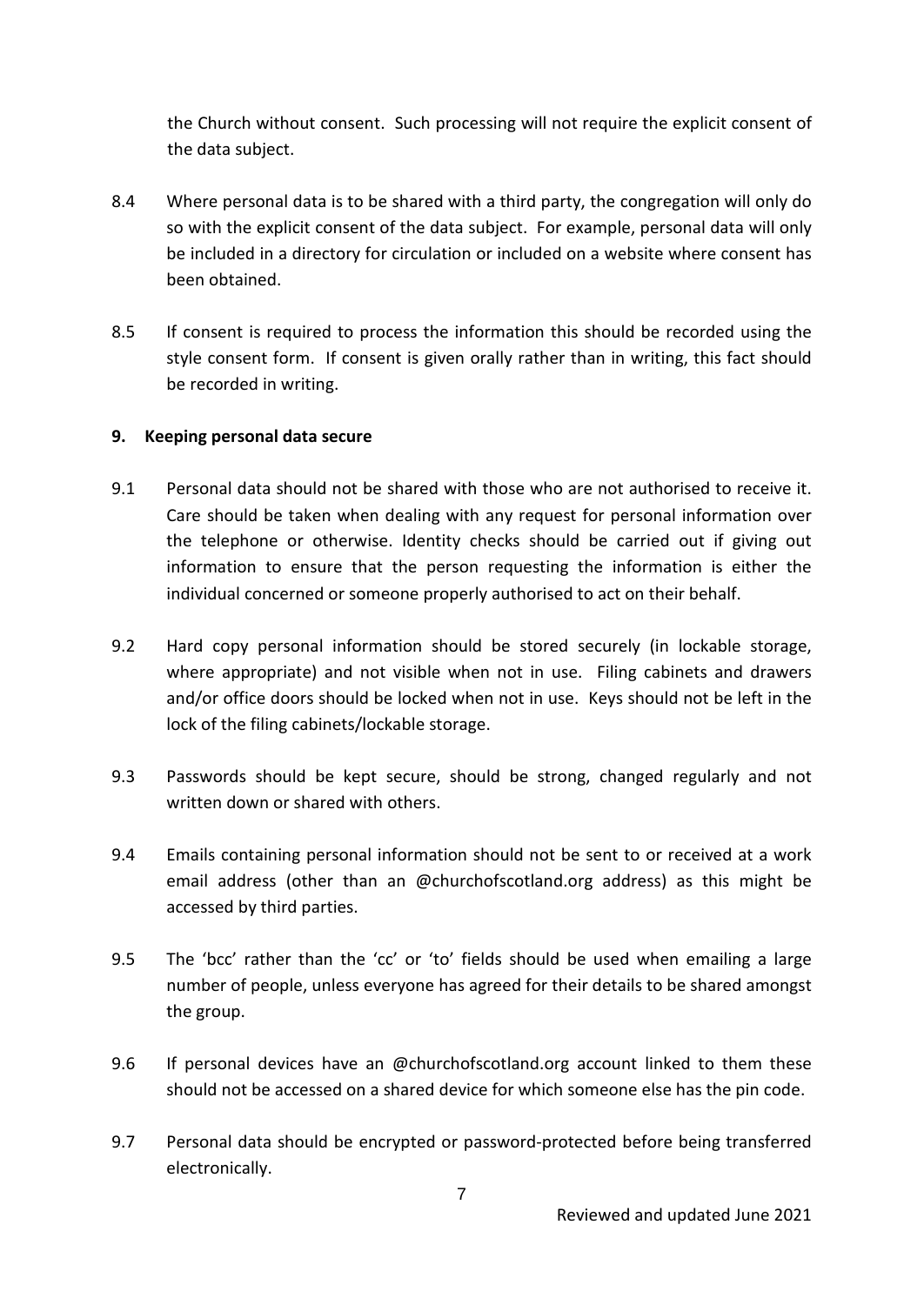the Church without consent. Such processing will not require the explicit consent of the data subject.

8.4 Where personal data is to be shared with a third party, the congregation will only do so with the explicit consent of the data subject. For example, personal data will only be included in a directory for circulation or included on a website where consent has been obtained.

8.5 If consent is required to process the information this should be recorded using the style consent form. If consent is given orally rather than in writing, this fact should be recorded in writing.

**9. Keeping personal data secure**

9.1 Personal data should not be shared with those who are not authorised to receive it. Care should be taken when dealing with any request for personal information over the telephone or otherwise. Identity checks should be carried out if giving out information to ensure that the person requesting the information is either the individual concerned or someone properly authorised to act on their behalf.

9.2 Hard copy personal information should be stored securely (in lockable storage, where appropriate) and not visible when not in use. Filing cabinets and drawers and/or office doors should be locked when not in use. Keys should not be left in the lock of the filing cabinets/lockable storage.

9.3 Passwords should be kept secure, should be strong, changed regularly and not written down or shared with others.

9.4 Emails containing personal information should not be sent to or received at a work email address (other than an @churchofscotland.org address) as this might be accessed by third parties.

9.5 The 'bcc' rather than the 'cc' or 'to' fields should be used when emailing a large number of people, unless everyone has agreed for their details to be shared amongst the group.

9.6 If personal devices have an @churchofscotland.org account linked to them these should not be accessed on a shared device for which someone else has the pin code.

9.7 Personal data should be encrypted or password-protected before being transferred electronically.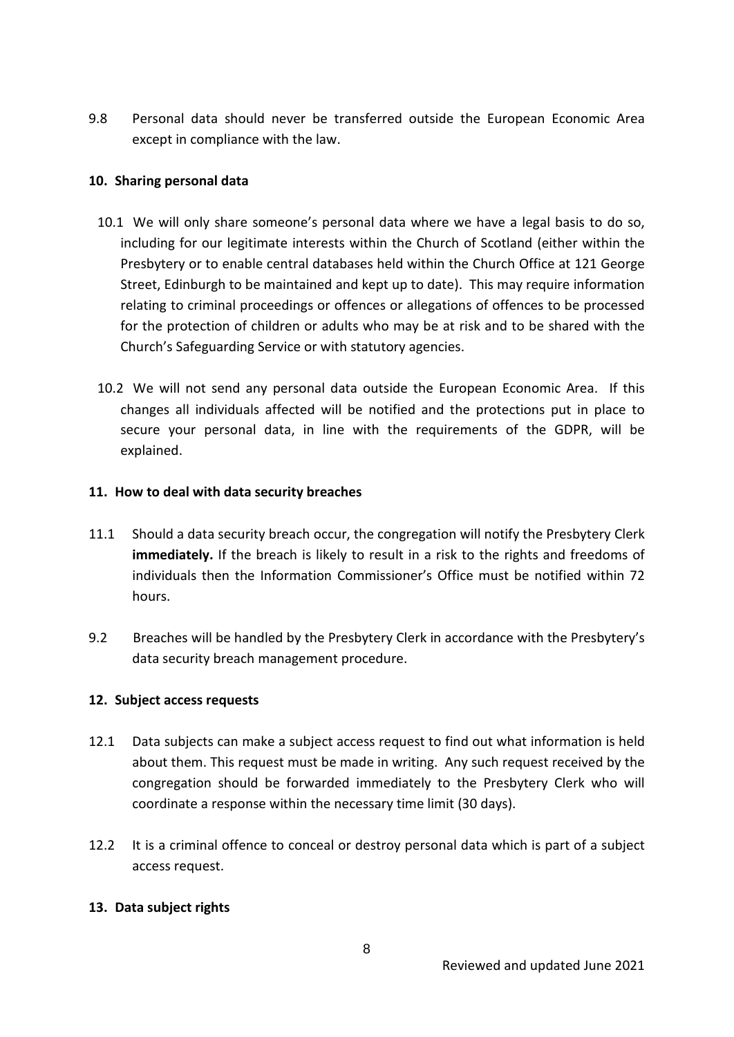9.8 Personal data should never be transferred outside the European Economic Area except in compliance with the law.

**10. Sharing personal data**

10.1 We will only share someone's personal data where we have a legal basis to do so, including for our legitimate interests within the Church of Scotland (either within the Presbytery or to enable central databases held within the Church Office at 121 George Street, Edinburgh to be maintained and kept up to date). This may require information relating to criminal proceedings or offences or allegations of offences to be processed for the protection of children or adults who may be at risk and to be shared with the Church's Safeguarding Service or with statutory agencies.

10.2 We will not send any personal data outside the European Economic Area. If this changes all individuals affected will be notified and the protections put in place to secure your personal data, in line with the requirements of the GDPR, will be explained.

**11. How to deal with data security breaches**

11.1 Should a data security breach occur, the congregation will notify the Presbytery Clerk **immediately.** If the breach is likely to result in a risk to the rights and freedoms of individuals then the Information Commissioner's Office must be notified within 72 hours.

9.2 Breaches will be handled by the Presbytery Clerk in accordance with the Presbytery's data security breach management procedure.

**12. Subject access requests**

12.1 Data subjects can make a subject access request to find out what information is held about them. This request must be made in writing. Any such request received by the congregation should be forwarded immediately to the Presbytery Clerk who will coordinate a response within the necessary time limit (30 days).

12.2 It is a criminal offence to conceal or destroy personal data which is part of a subject access request.

**13. Data subject rights**

Reviewed and updated June 2021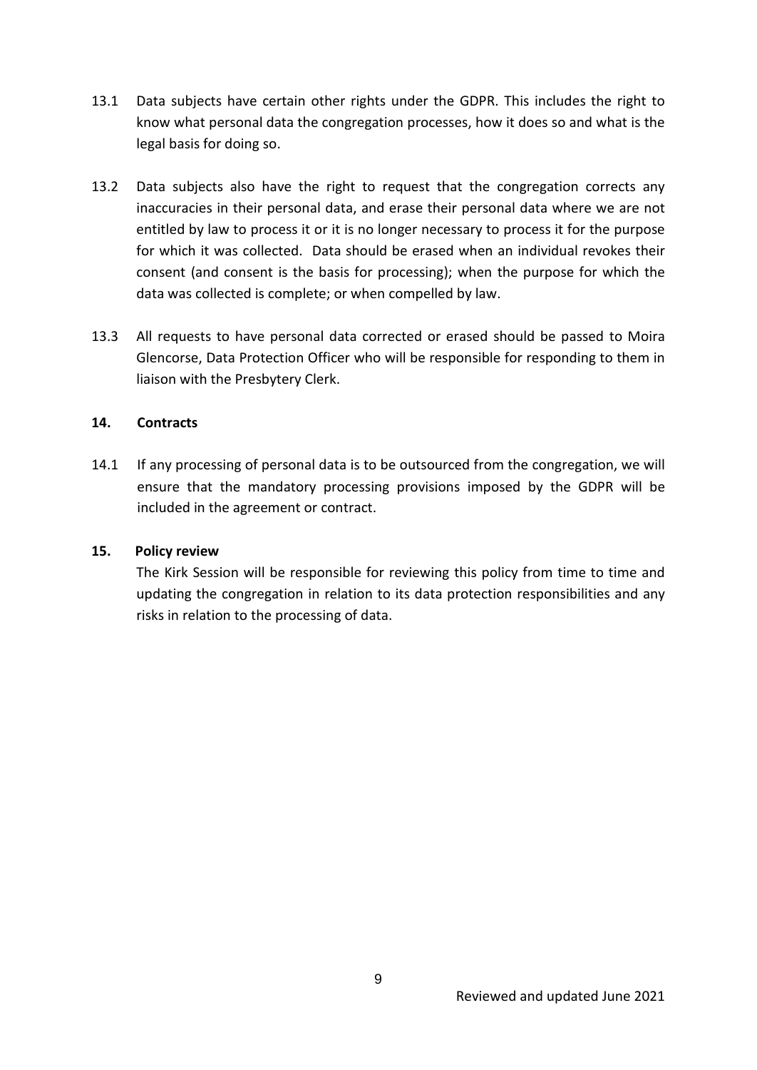13.1 Data subjects have certain other rights under the GDPR. This includes the right to know what personal data the congregation processes, how it does so and what is the legal basis for doing so.

13.2 Data subjects also have the right to request that the congregation corrects any inaccuracies in their personal data, and erase their personal data where we are not entitled by law to process it or it is no longer necessary to process it for the purpose for which it was collected. Data should be erased when an individual revokes their consent (and consent is the basis for processing); when the purpose for which the data was collected is complete; or when compelled by law.

13.3 All requests to have personal data corrected or erased should be passed to Moira Glencorse, Data Protection Officer who will be responsible for responding to them in liaison with the Presbytery Clerk.

**14. Contracts**

14.1 If any processing of personal data is to be outsourced from the congregation, we will ensure that the mandatory processing provisions imposed by the GDPR will be included in the agreement or contract.

**15. Policy review**

The Kirk Session will be responsible for reviewing this policy from time to time and updating the congregation in relation to its data protection responsibilities and any risks in relation to the processing of data.

Reviewed and updated June 2021